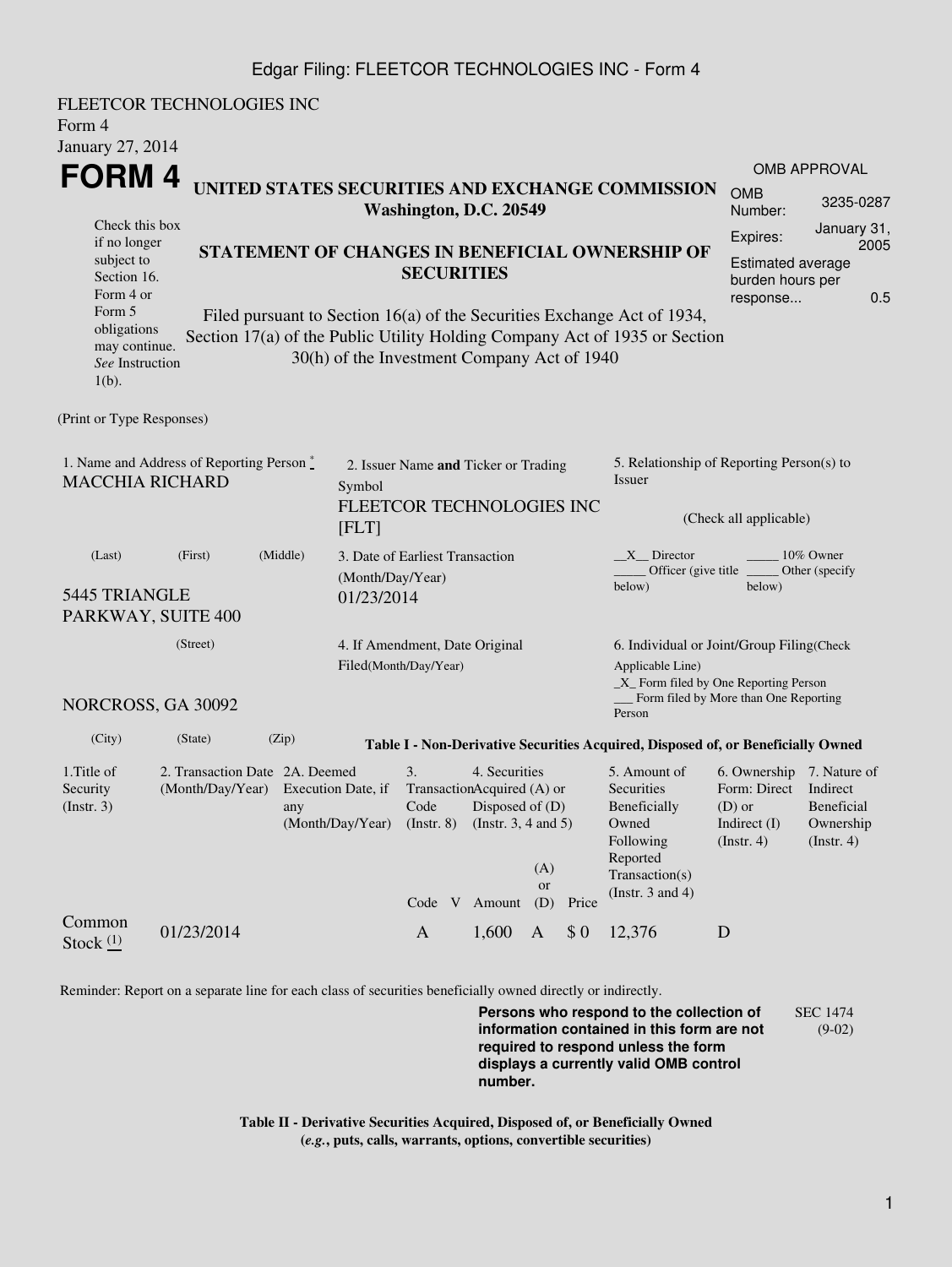FLEETCOR TECHNOLOGIES INC
Form 4
January 27, 2014

# FORM 4

**UNITED STATES SECURITIES AND EXCHANGE COMMISSION**
**Washington, D.C. 20549**

Check this box if no longer subject to Section 16. Form 4 or Form 5 obligations may continue. *See* Instruction 1(b).

**STATEMENT OF CHANGES IN BENEFICIAL OWNERSHIP OF SECURITIES**

Filed pursuant to Section 16(a) of the Securities Exchange Act of 1934, Section 17(a) of the Public Utility Holding Company Act of 1935 or Section 30(h) of the Investment Company Act of 1940

OMB APPROVAL

| | |
|---|---|
| OMB Number: | 3235-0287 |
| Expires: | January 31, 2005 |
| Estimated average burden hours per response... | 0.5 |

(Print or Type Responses)

1. Name and Address of Reporting Person *
MACCHIA RICHARD

(Last) (First) (Middle)

5445 TRIANGLE PARKWAY, SUITE 400

(Street)

NORCROSS, GA 30092

(City) (State) (Zip)

2. Issuer Name **and** Ticker or Trading Symbol
FLEETCOR TECHNOLOGIES INC [FLT]

3. Date of Earliest Transaction (Month/Day/Year)
01/23/2014

4. If Amendment, Date Original Filed(Month/Day/Year)

5. Relationship of Reporting Person(s) to Issuer

(Check all applicable)

\_\_X\_\_ Director \_\_\_\_\_ 10% Owner
\_\_\_\_\_ Officer (give title below) \_\_\_\_\_ Other (specify below)

6. Individual or Joint/Group Filing(Check Applicable Line)
\_X\_ Form filed by One Reporting Person
\_\_\_ Form filed by More than One Reporting Person

**Table I - Non-Derivative Securities Acquired, Disposed of, or Beneficially Owned**

| 1.Title of Security (Instr. 3) | 2. Transaction Date (Month/Day/Year) | 2A. Deemed Execution Date, if any (Month/Day/Year) | 3. Transaction Code (Instr. 8) | | 4. Securities Acquired (A) or Disposed of (D) (Instr. 3, 4 and 5) | | | 5. Amount of Securities Beneficially Owned Following Reported Transaction(s) (Instr. 3 and 4) | 6. Ownership Form: Direct (D) or Indirect (I) (Instr. 4) | 7. Nature of Indirect Beneficial Ownership (Instr. 4) |
|---|---|---|---|---|---|---|---|---|---|---|
| | | | Code | V | Amount | (A) or (D) | Price | | | |
| Common Stock (1) | 01/23/2014 | | A | | 1,600 | A | $ 0 | 12,376 | D | |

Reminder: Report on a separate line for each class of securities beneficially owned directly or indirectly.

**Persons who respond to the collection of information contained in this form are not required to respond unless the form displays a currently valid OMB control number.**

SEC 1474 (9-02)

**Table II - Derivative Securities Acquired, Disposed of, or Beneficially Owned**
**(*e.g.*, puts, calls, warrants, options, convertible securities)**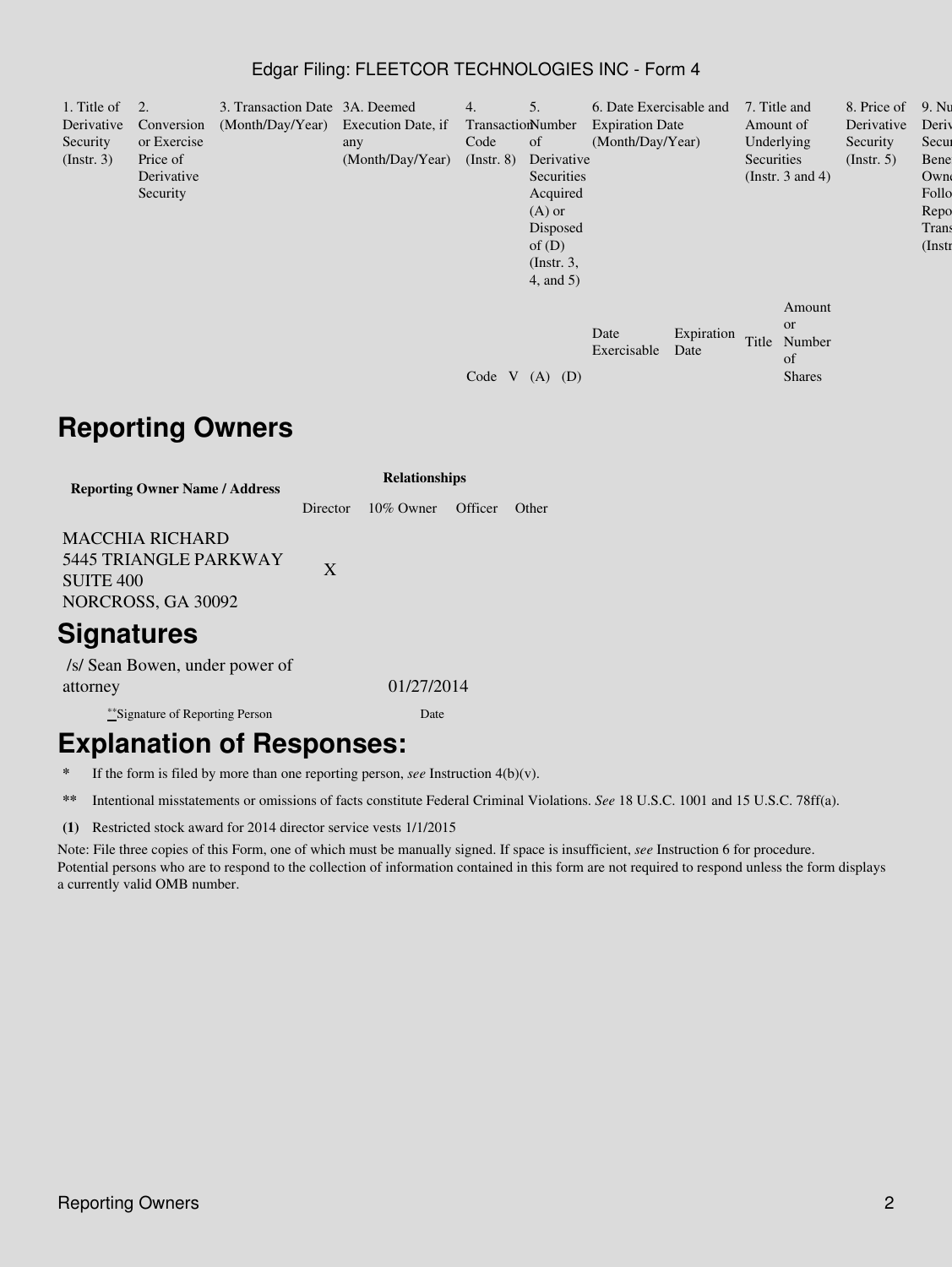| 1. Title of Derivative Security (Instr. 3) | 2. Conversion or Exercise Price of Derivative Security | 3. Transaction Date (Month/Day/Year) | 3A. Deemed Execution Date, if any (Month/Day/Year) | 4. Transaction Code (Instr. 8) | | 5. Number of Derivative Securities Acquired (A) or Disposed of (D) (Instr. 3, 4, and 5) | | 6. Date Exercisable and Expiration Date (Month/Day/Year) | | 7. Title and Amount of Underlying Securities (Instr. 3 and 4) | | 8. Price of Derivative Security (Instr. 5) | 9. Nu Deriv Secur Bene Owne Follo Repo Trans (Instr |
|---|---|---|---|---|---|---|---|---|---|---|---|---|---|
| | | | | Code | V | (A) | (D) | Date Exercisable | Expiration Date | Title | Amount or Number of Shares | | |

## Reporting Owners

| Reporting Owner Name / Address | Relationships | | | |
|---|---|---|---|---|
| | Director | 10% Owner | Officer | Other |
| MACCHIA RICHARD<br>5445 TRIANGLE PARKWAY<br>SUITE 400<br>NORCROSS, GA 30092 | X | | | |

## Signatures

| | |
|---|---|
| /s/ Sean Bowen, under power of attorney | 01/27/2014 |
| **Signature of Reporting Person | Date |

## Explanation of Responses:

* If the form is filed by more than one reporting person, *see* Instruction 4(b)(v).

** Intentional misstatements or omissions of facts constitute Federal Criminal Violations. *See* 18 U.S.C. 1001 and 15 U.S.C. 78ff(a).

**(1)** Restricted stock award for 2014 director service vests 1/1/2015

Note: File three copies of this Form, one of which must be manually signed. If space is insufficient, *see* Instruction 6 for procedure.
Potential persons who are to respond to the collection of information contained in this form are not required to respond unless the form displays a currently valid OMB number.